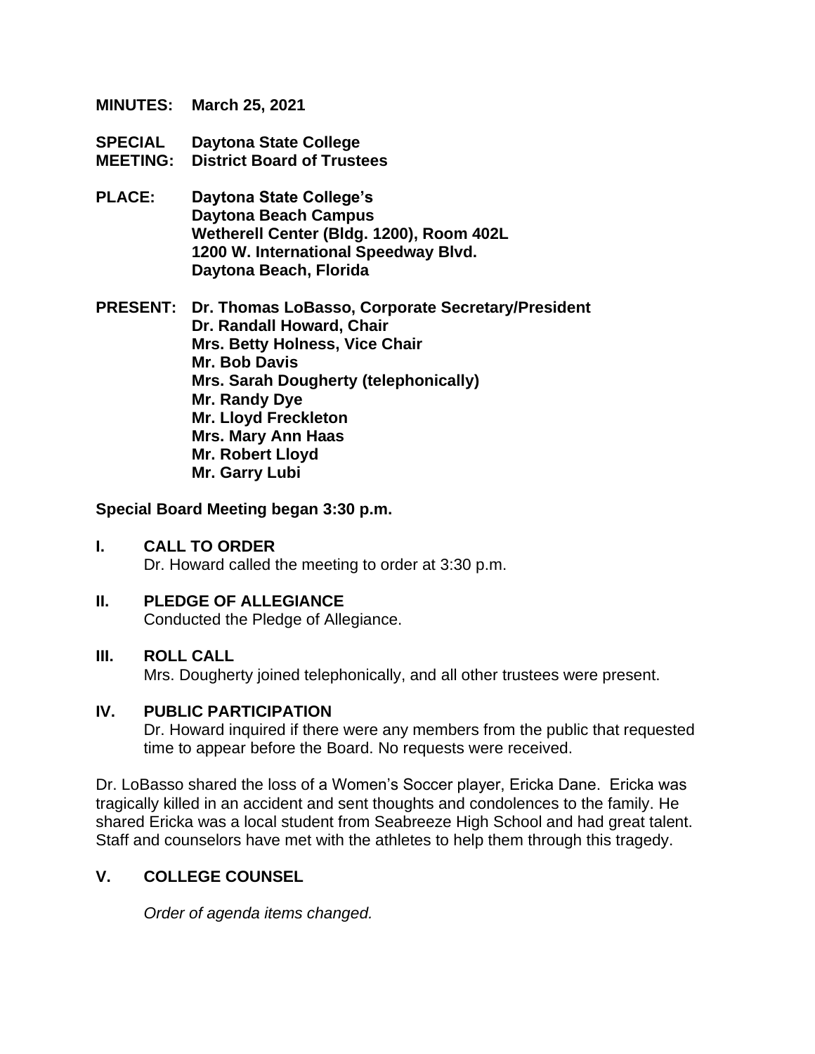**MINUTES:** **March 25, 2021**

**SPECIAL MEETING:** **Daytona State College District Board of Trustees**

**PLACE:** **Daytona State College's Daytona Beach Campus Wetherell Center (Bldg. 1200), Room 402L 1200 W. International Speedway Blvd. Daytona Beach, Florida**

**PRESENT:** **Dr. Thomas LoBasso, Corporate Secretary/President**
**Dr. Randall Howard, Chair**
**Mrs. Betty Holness, Vice Chair**
**Mr. Bob Davis**
**Mrs. Sarah Dougherty (telephonically)**
**Mr. Randy Dye**
**Mr. Lloyd Freckleton**
**Mrs. Mary Ann Haas**
**Mr. Robert Lloyd**
**Mr. Garry Lubi**

**Special Board Meeting began 3:30 p.m.**

## I. CALL TO ORDER

Dr. Howard called the meeting to order at 3:30 p.m.

## II. PLEDGE OF ALLEGIANCE

Conducted the Pledge of Allegiance.

## III. ROLL CALL

Mrs. Dougherty joined telephonically, and all other trustees were present.

## IV. PUBLIC PARTICIPATION

Dr. Howard inquired if there were any members from the public that requested time to appear before the Board. No requests were received.

Dr. LoBasso shared the loss of a Women's Soccer player, Ericka Dane. Ericka was tragically killed in an accident and sent thoughts and condolences to the family. He shared Ericka was a local student from Seabreeze High School and had great talent. Staff and counselors have met with the athletes to help them through this tragedy.

## V. COLLEGE COUNSEL

*Order of agenda items changed.*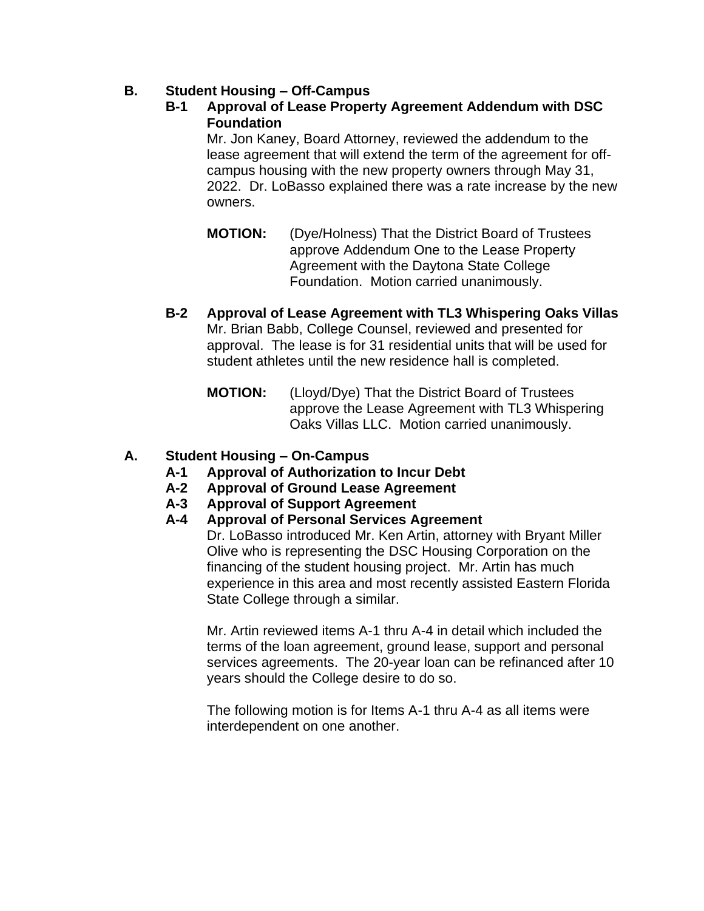## B. Student Housing – Off-Campus

### B-1 Approval of Lease Property Agreement Addendum with DSC Foundation

Mr. Jon Kaney, Board Attorney, reviewed the addendum to the lease agreement that will extend the term of the agreement for off-campus housing with the new property owners through May 31, 2022. Dr. LoBasso explained there was a rate increase by the new owners.

**MOTION:** (Dye/Holness) That the District Board of Trustees approve Addendum One to the Lease Property Agreement with the Daytona State College Foundation. Motion carried unanimously.

### B-2 Approval of Lease Agreement with TL3 Whispering Oaks Villas

Mr. Brian Babb, College Counsel, reviewed and presented for approval. The lease is for 31 residential units that will be used for student athletes until the new residence hall is completed.

**MOTION:** (Lloyd/Dye) That the District Board of Trustees approve the Lease Agreement with TL3 Whispering Oaks Villas LLC. Motion carried unanimously.

## A. Student Housing – On-Campus

### A-1 Approval of Authorization to Incur Debt
### A-2 Approval of Ground Lease Agreement
### A-3 Approval of Support Agreement
### A-4 Approval of Personal Services Agreement

Dr. LoBasso introduced Mr. Ken Artin, attorney with Bryant Miller Olive who is representing the DSC Housing Corporation on the financing of the student housing project. Mr. Artin has much experience in this area and most recently assisted Eastern Florida State College through a similar.

Mr. Artin reviewed items A-1 thru A-4 in detail which included the terms of the loan agreement, ground lease, support and personal services agreements. The 20-year loan can be refinanced after 10 years should the College desire to do so.

The following motion is for Items A-1 thru A-4 as all items were interdependent on one another.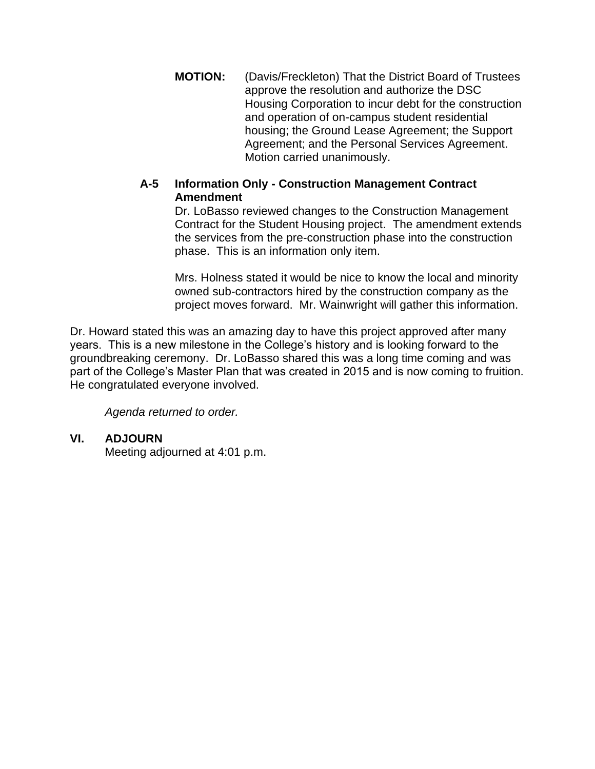**MOTION:** (Davis/Freckleton) That the District Board of Trustees approve the resolution and authorize the DSC Housing Corporation to incur debt for the construction and operation of on-campus student residential housing; the Ground Lease Agreement; the Support Agreement; and the Personal Services Agreement. Motion carried unanimously.

**A-5 Information Only - Construction Management Contract Amendment**

Dr. LoBasso reviewed changes to the Construction Management Contract for the Student Housing project. The amendment extends the services from the pre-construction phase into the construction phase. This is an information only item.

Mrs. Holness stated it would be nice to know the local and minority owned sub-contractors hired by the construction company as the project moves forward. Mr. Wainwright will gather this information.

Dr. Howard stated this was an amazing day to have this project approved after many years. This is a new milestone in the College's history and is looking forward to the groundbreaking ceremony. Dr. LoBasso shared this was a long time coming and was part of the College's Master Plan that was created in 2015 and is now coming to fruition. He congratulated everyone involved.

*Agenda returned to order.*

## VI. ADJOURN

Meeting adjourned at 4:01 p.m.